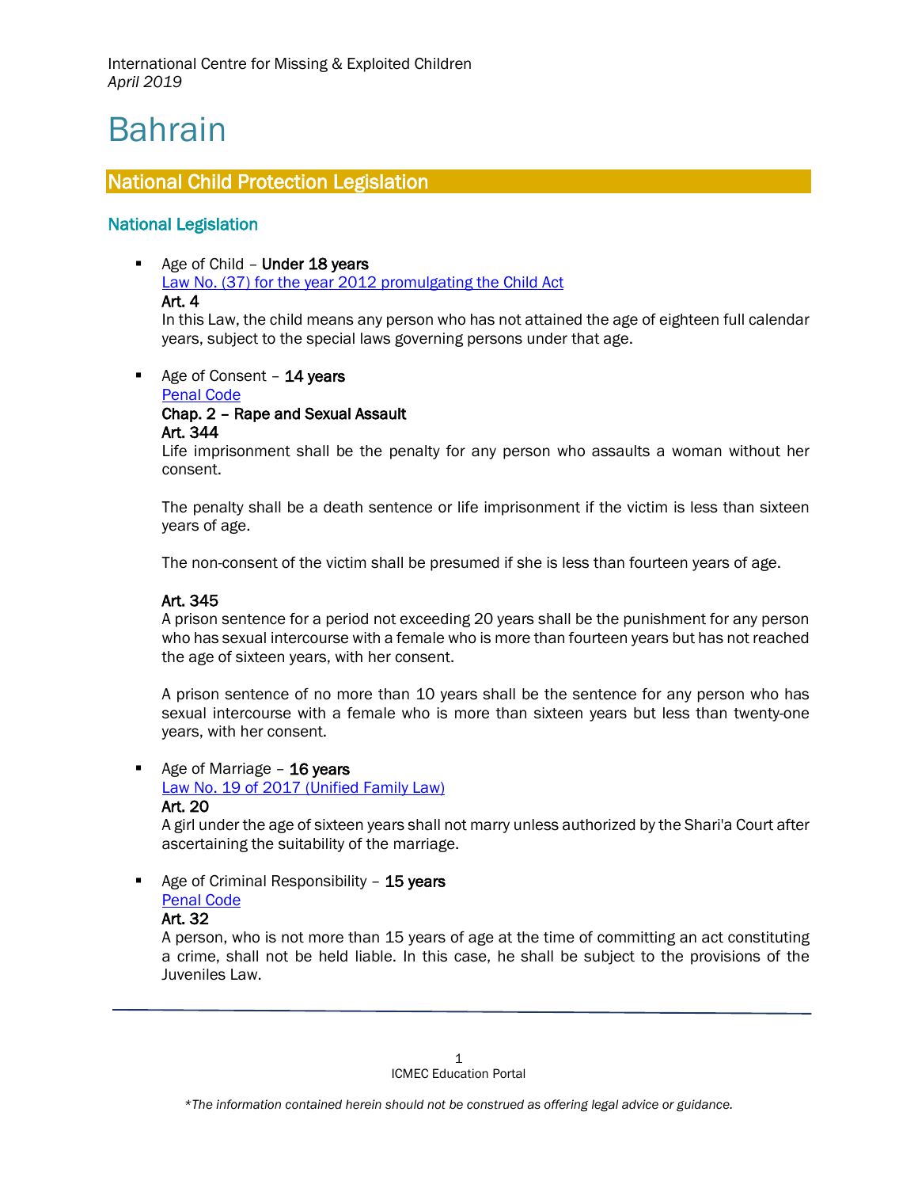International Centre for Missing & Exploited Children
*April 2019*

# Bahrain

## National Child Protection Legislation

### National Legislation

- Age of Child – **Under 18 years**
  [Law No. (37) for the year 2012 promulgating the Child Act]
  **Art. 4**
  In this Law, the child means any person who has not attained the age of eighteen full calendar years, subject to the special laws governing persons under that age.

- Age of Consent – **14 years**
  [Penal Code]
  **Chap. 2 – Rape and Sexual Assault**
  **Art. 344**
  Life imprisonment shall be the penalty for any person who assaults a woman without her consent.

  The penalty shall be a death sentence or life imprisonment if the victim is less than sixteen years of age.

  The non-consent of the victim shall be presumed if she is less than fourteen years of age.

  **Art. 345**
  A prison sentence for a period not exceeding 20 years shall be the punishment for any person who has sexual intercourse with a female who is more than fourteen years but has not reached the age of sixteen years, with her consent.

  A prison sentence of no more than 10 years shall be the sentence for any person who has sexual intercourse with a female who is more than sixteen years but less than twenty-one years, with her consent.

- Age of Marriage – **16 years**
  [Law No. 19 of 2017 (Unified Family Law)]
  **Art. 20**
  A girl under the age of sixteen years shall not marry unless authorized by the Shari'a Court after ascertaining the suitability of the marriage.

- Age of Criminal Responsibility – **15 years**
  [Penal Code]
  **Art. 32**
  A person, who is not more than 15 years of age at the time of committing an act constituting a crime, shall not be held liable. In this case, he shall be subject to the provisions of the Juveniles Law.

ICMEC Education Portal

*\*The information contained herein should not be construed as offering legal advice or guidance.*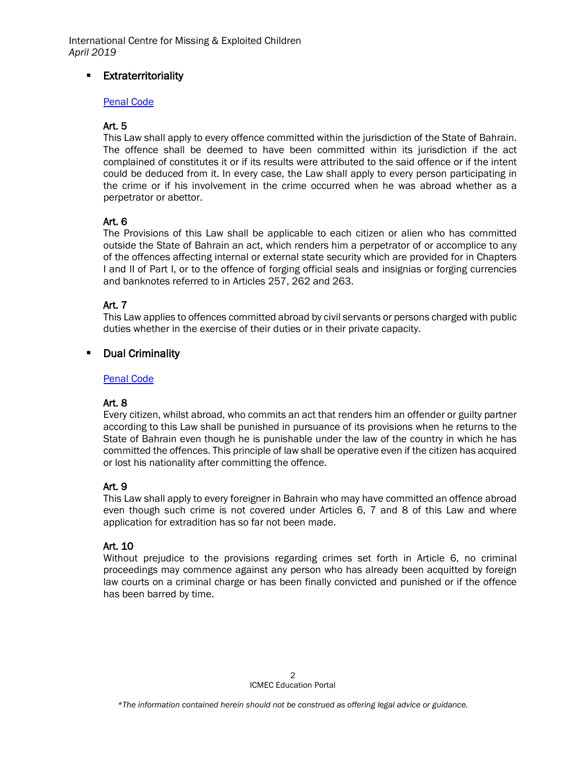- **Extraterritoriality**

[Penal Code]

**Art. 5**

This Law shall apply to every offence committed within the jurisdiction of the State of Bahrain. The offence shall be deemed to have been committed within its jurisdiction if the act complained of constitutes it or if its results were attributed to the said offence or if the intent could be deduced from it. In every case, the Law shall apply to every person participating in the crime or if his involvement in the crime occurred when he was abroad whether as a perpetrator or abettor.

**Art. 6**

The Provisions of this Law shall be applicable to each citizen or alien who has committed outside the State of Bahrain an act, which renders him a perpetrator of or accomplice to any of the offences affecting internal or external state security which are provided for in Chapters I and II of Part I, or to the offence of forging official seals and insignias or forging currencies and banknotes referred to in Articles 257, 262 and 263.

**Art. 7**

This Law applies to offences committed abroad by civil servants or persons charged with public duties whether in the exercise of their duties or in their private capacity.

- **Dual Criminality**

[Penal Code]

**Art. 8**

Every citizen, whilst abroad, who commits an act that renders him an offender or guilty partner according to this Law shall be punished in pursuance of its provisions when he returns to the State of Bahrain even though he is punishable under the law of the country in which he has committed the offences. This principle of law shall be operative even if the citizen has acquired or lost his nationality after committing the offence.

**Art. 9**

This Law shall apply to every foreigner in Bahrain who may have committed an offence abroad even though such crime is not covered under Articles 6, 7 and 8 of this Law and where application for extradition has so far not been made.

**Art. 10**

Without prejudice to the provisions regarding crimes set forth in Article 6, no criminal proceedings may commence against any person who has already been acquitted by foreign law courts on a criminal charge or has been finally convicted and punished or if the offence has been barred by time.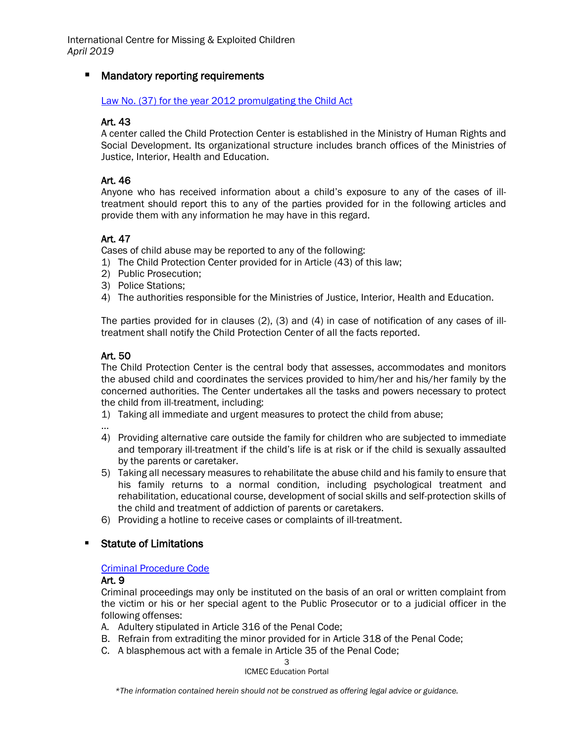- **Mandatory reporting requirements**

[Law No. (37) for the year 2012 promulgating the Child Act]

**Art. 43**
A center called the Child Protection Center is established in the Ministry of Human Rights and Social Development. Its organizational structure includes branch offices of the Ministries of Justice, Interior, Health and Education.

**Art. 46**
Anyone who has received information about a child's exposure to any of the cases of ill-treatment should report this to any of the parties provided for in the following articles and provide them with any information he may have in this regard.

**Art. 47**
Cases of child abuse may be reported to any of the following:
1) The Child Protection Center provided for in Article (43) of this law;
2) Public Prosecution;
3) Police Stations;
4) The authorities responsible for the Ministries of Justice, Interior, Health and Education.

The parties provided for in clauses (2), (3) and (4) in case of notification of any cases of ill-treatment shall notify the Child Protection Center of all the facts reported.

**Art. 50**
The Child Protection Center is the central body that assesses, accommodates and monitors the abused child and coordinates the services provided to him/her and his/her family by the concerned authorities. The Center undertakes all the tasks and powers necessary to protect the child from ill-treatment, including:
1) Taking all immediate and urgent measures to protect the child from abuse;

...

4) Providing alternative care outside the family for children who are subjected to immediate and temporary ill-treatment if the child's life is at risk or if the child is sexually assaulted by the parents or caretaker.
5) Taking all necessary measures to rehabilitate the abuse child and his family to ensure that his family returns to a normal condition, including psychological treatment and rehabilitation, educational course, development of social skills and self-protection skills of the child and treatment of addiction of parents or caretakers.
6) Providing a hotline to receive cases or complaints of ill-treatment.

- **Statute of Limitations**

[Criminal Procedure Code]

**Art. 9**
Criminal proceedings may only be instituted on the basis of an oral or written complaint from the victim or his or her special agent to the Public Prosecutor or to a judicial officer in the following offenses:
A. Adultery stipulated in Article 316 of the Penal Code;
B. Refrain from extraditing the minor provided for in Article 318 of the Penal Code;
C. A blasphemous act with a female in Article 35 of the Penal Code;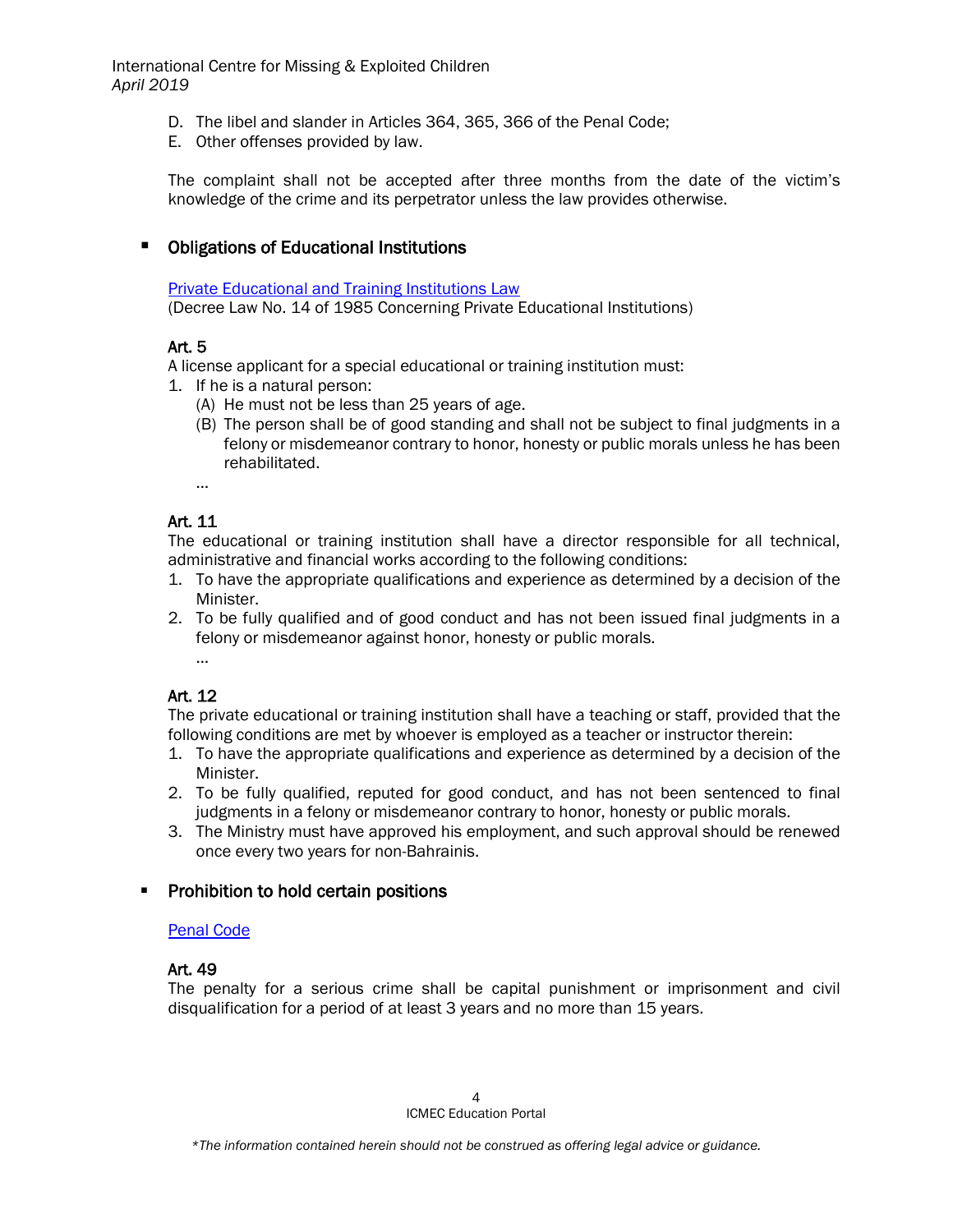D. The libel and slander in Articles 364, 365, 366 of the Penal Code;
E. Other offenses provided by law.

The complaint shall not be accepted after three months from the date of the victim's knowledge of the crime and its perpetrator unless the law provides otherwise.

- **Obligations of Educational Institutions**

[Private Educational and Training Institutions Law](#)
(Decree Law No. 14 of 1985 Concerning Private Educational Institutions)

**Art. 5**
A license applicant for a special educational or training institution must:
1. If he is a natural person:
   (A) He must not be less than 25 years of age.
   (B) The person shall be of good standing and shall not be subject to final judgments in a felony or misdemeanor contrary to honor, honesty or public morals unless he has been rehabilitated.
   …

**Art. 11**
The educational or training institution shall have a director responsible for all technical, administrative and financial works according to the following conditions:
1. To have the appropriate qualifications and experience as determined by a decision of the Minister.
2. To be fully qualified and of good conduct and has not been issued final judgments in a felony or misdemeanor against honor, honesty or public morals.
   …

**Art. 12**
The private educational or training institution shall have a teaching or staff, provided that the following conditions are met by whoever is employed as a teacher or instructor therein:
1. To have the appropriate qualifications and experience as determined by a decision of the Minister.
2. To be fully qualified, reputed for good conduct, and has not been sentenced to final judgments in a felony or misdemeanor contrary to honor, honesty or public morals.
3. The Ministry must have approved his employment, and such approval should be renewed once every two years for non-Bahrainis.

- **Prohibition to hold certain positions**

[Penal Code](#)

**Art. 49**
The penalty for a serious crime shall be capital punishment or imprisonment and civil disqualification for a period of at least 3 years and no more than 15 years.

*\*The information contained herein should not be construed as offering legal advice or guidance.*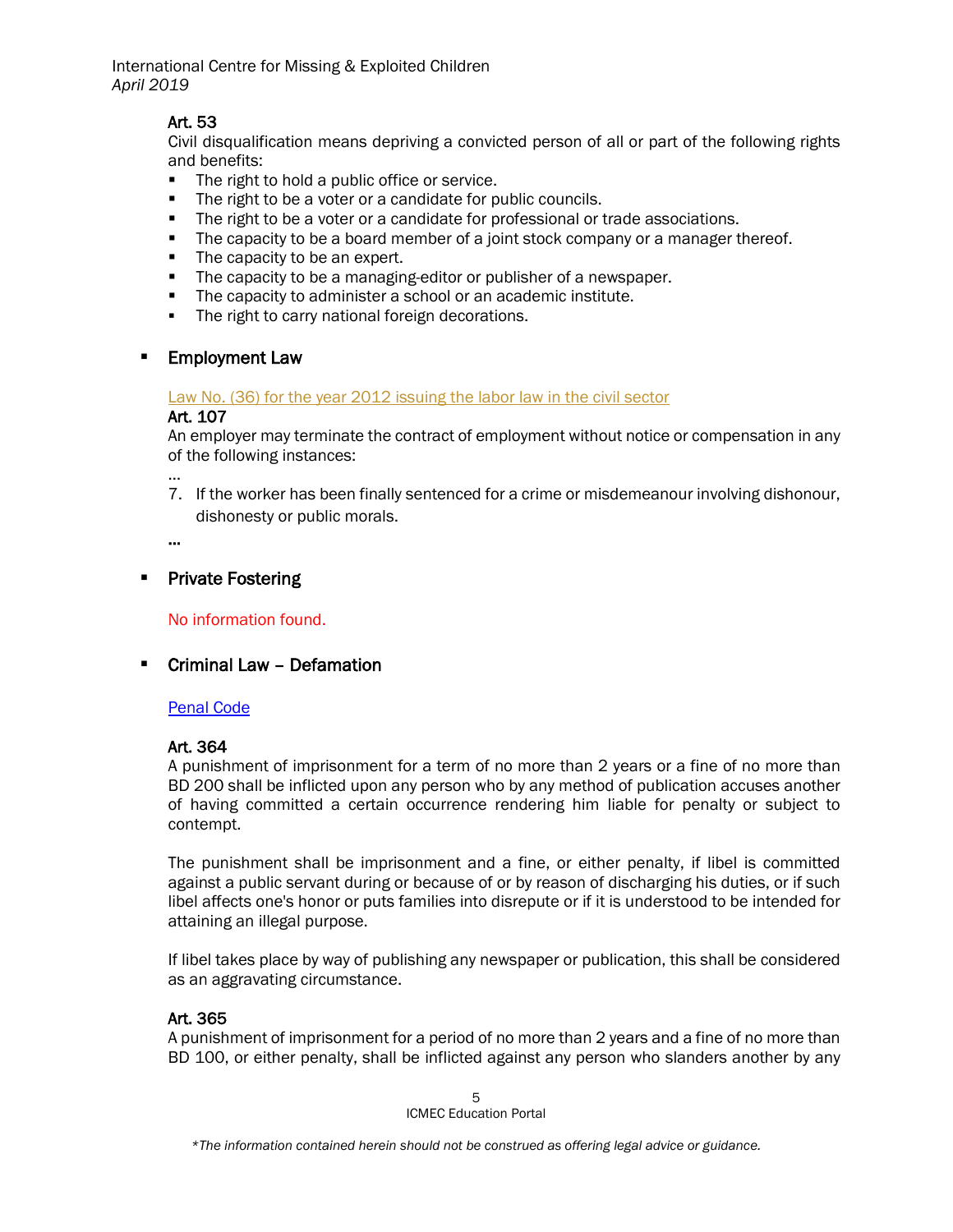**Art. 53**
Civil disqualification means depriving a convicted person of all or part of the following rights and benefits:

- The right to hold a public office or service.
- The right to be a voter or a candidate for public councils.
- The right to be a voter or a candidate for professional or trade associations.
- The capacity to be a board member of a joint stock company or a manager thereof.
- The capacity to be an expert.
- The capacity to be a managing-editor or publisher of a newspaper.
- The capacity to administer a school or an academic institute.
- The right to carry national foreign decorations.

- **Employment Law**

Law No. (36) for the year 2012 issuing the labor law in the civil sector

**Art. 107**
An employer may terminate the contract of employment without notice or compensation in any of the following instances:

…

7. If the worker has been finally sentenced for a crime or misdemeanour involving dishonour, dishonesty or public morals.

…

- **Private Fostering**

No information found.

- **Criminal Law – Defamation**

Penal Code

**Art. 364**
A punishment of imprisonment for a term of no more than 2 years or a fine of no more than BD 200 shall be inflicted upon any person who by any method of publication accuses another of having committed a certain occurrence rendering him liable for penalty or subject to contempt.

The punishment shall be imprisonment and a fine, or either penalty, if libel is committed against a public servant during or because of or by reason of discharging his duties, or if such libel affects one's honor or puts families into disrepute or if it is understood to be intended for attaining an illegal purpose.

If libel takes place by way of publishing any newspaper or publication, this shall be considered as an aggravating circumstance.

**Art. 365**
A punishment of imprisonment for a period of no more than 2 years and a fine of no more than BD 100, or either penalty, shall be inflicted against any person who slanders another by any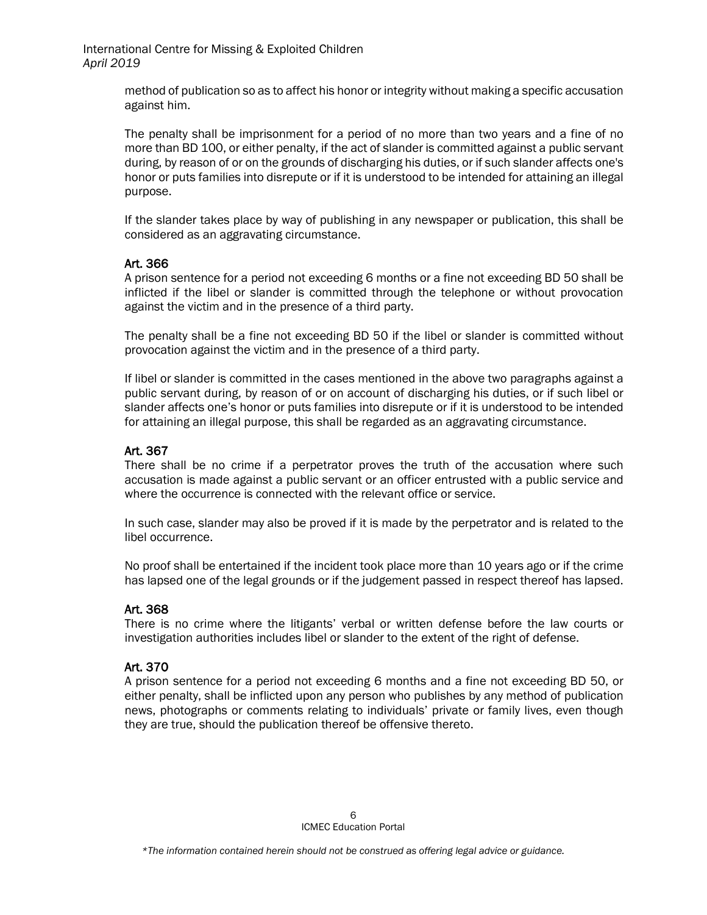method of publication so as to affect his honor or integrity without making a specific accusation against him.

The penalty shall be imprisonment for a period of no more than two years and a fine of no more than BD 100, or either penalty, if the act of slander is committed against a public servant during, by reason of or on the grounds of discharging his duties, or if such slander affects one's honor or puts families into disrepute or if it is understood to be intended for attaining an illegal purpose.

If the slander takes place by way of publishing in any newspaper or publication, this shall be considered as an aggravating circumstance.

### Art. 366

A prison sentence for a period not exceeding 6 months or a fine not exceeding BD 50 shall be inflicted if the libel or slander is committed through the telephone or without provocation against the victim and in the presence of a third party.

The penalty shall be a fine not exceeding BD 50 if the libel or slander is committed without provocation against the victim and in the presence of a third party.

If libel or slander is committed in the cases mentioned in the above two paragraphs against a public servant during, by reason of or on account of discharging his duties, or if such libel or slander affects one's honor or puts families into disrepute or if it is understood to be intended for attaining an illegal purpose, this shall be regarded as an aggravating circumstance.

### Art. 367

There shall be no crime if a perpetrator proves the truth of the accusation where such accusation is made against a public servant or an officer entrusted with a public service and where the occurrence is connected with the relevant office or service.

In such case, slander may also be proved if it is made by the perpetrator and is related to the libel occurrence.

No proof shall be entertained if the incident took place more than 10 years ago or if the crime has lapsed one of the legal grounds or if the judgement passed in respect thereof has lapsed.

### Art. 368

There is no crime where the litigants' verbal or written defense before the law courts or investigation authorities includes libel or slander to the extent of the right of defense.

### Art. 370

A prison sentence for a period not exceeding 6 months and a fine not exceeding BD 50, or either penalty, shall be inflicted upon any person who publishes by any method of publication news, photographs or comments relating to individuals' private or family lives, even though they are true, should the publication thereof be offensive thereto.

*\*The information contained herein should not be construed as offering legal advice or guidance.*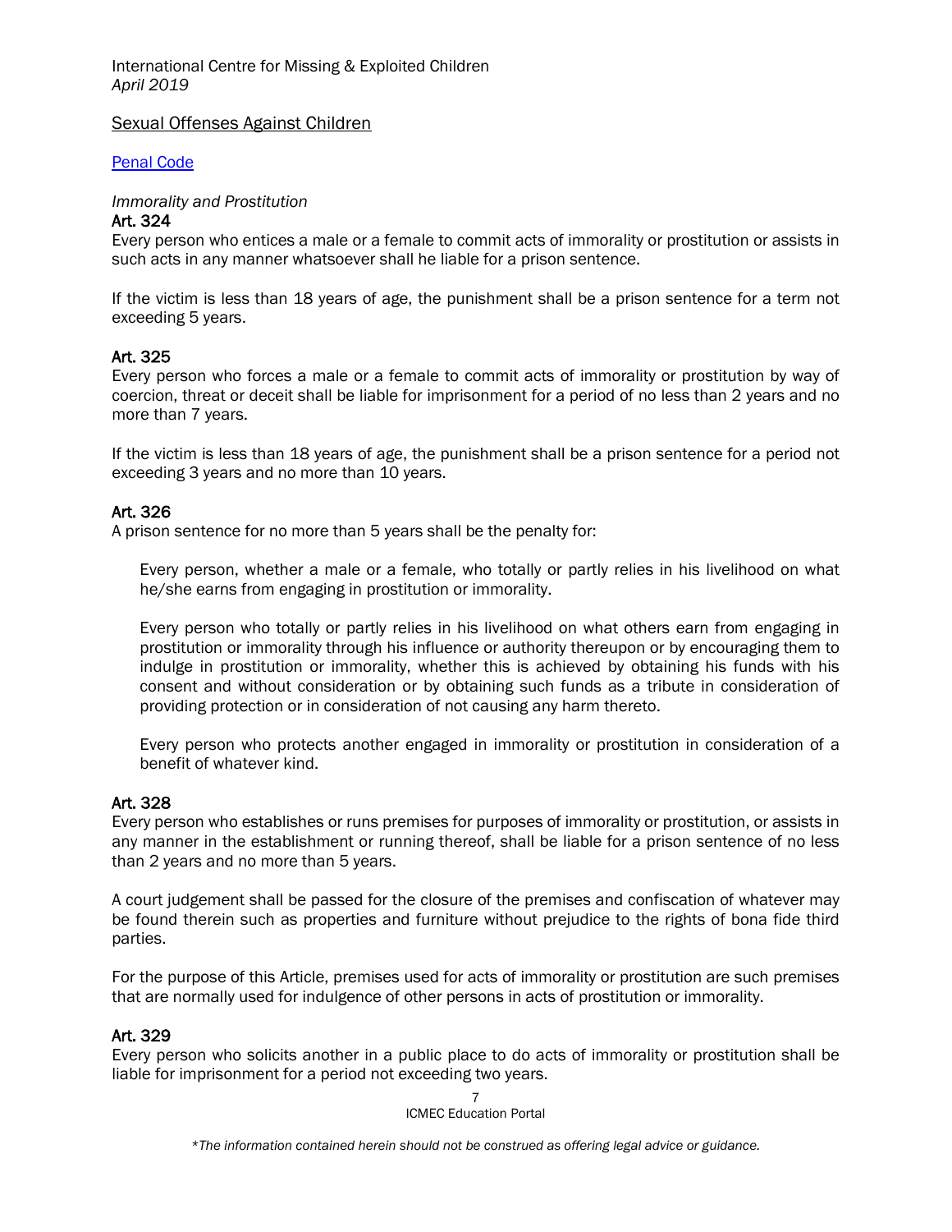International Centre for Missing & Exploited Children
*April 2019*

## Sexual Offenses Against Children

[Penal Code]

*Immorality and Prostitution*

**Art. 324**

Every person who entices a male or a female to commit acts of immorality or prostitution or assists in such acts in any manner whatsoever shall he liable for a prison sentence.

If the victim is less than 18 years of age, the punishment shall be a prison sentence for a term not exceeding 5 years.

**Art. 325**

Every person who forces a male or a female to commit acts of immorality or prostitution by way of coercion, threat or deceit shall be liable for imprisonment for a period of no less than 2 years and no more than 7 years.

If the victim is less than 18 years of age, the punishment shall be a prison sentence for a period not exceeding 3 years and no more than 10 years.

**Art. 326**

A prison sentence for no more than 5 years shall be the penalty for:

Every person, whether a male or a female, who totally or partly relies in his livelihood on what he/she earns from engaging in prostitution or immorality.

Every person who totally or partly relies in his livelihood on what others earn from engaging in prostitution or immorality through his influence or authority thereupon or by encouraging them to indulge in prostitution or immorality, whether this is achieved by obtaining his funds with his consent and without consideration or by obtaining such funds as a tribute in consideration of providing protection or in consideration of not causing any harm thereto.

Every person who protects another engaged in immorality or prostitution in consideration of a benefit of whatever kind.

**Art. 328**

Every person who establishes or runs premises for purposes of immorality or prostitution, or assists in any manner in the establishment or running thereof, shall be liable for a prison sentence of no less than 2 years and no more than 5 years.

A court judgement shall be passed for the closure of the premises and confiscation of whatever may be found therein such as properties and furniture without prejudice to the rights of bona fide third parties.

For the purpose of this Article, premises used for acts of immorality or prostitution are such premises that are normally used for indulgence of other persons in acts of prostitution or immorality.

**Art. 329**

Every person who solicits another in a public place to do acts of immorality or prostitution shall be liable for imprisonment for a period not exceeding two years.

ICMEC Education Portal

*\*The information contained herein should not be construed as offering legal advice or guidance.*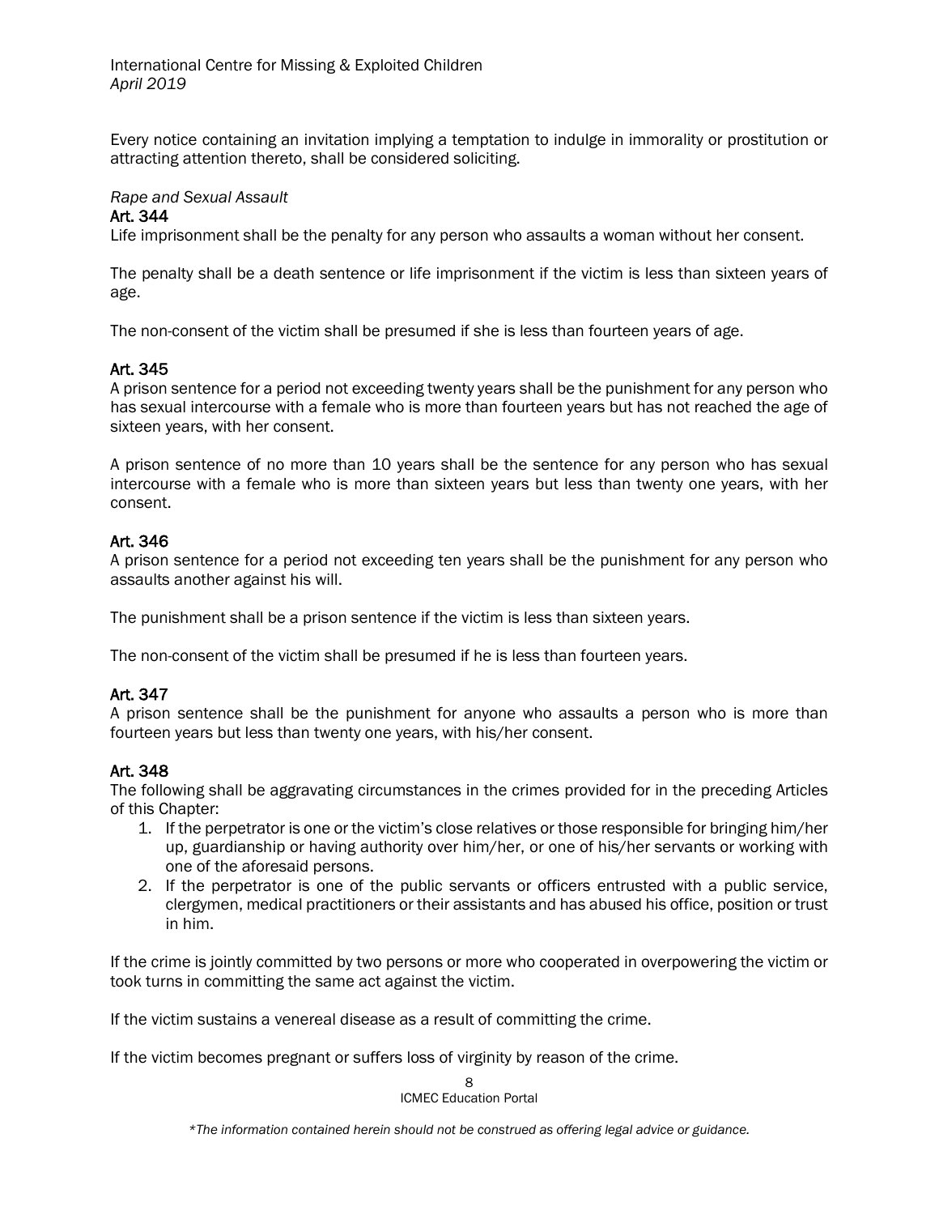Every notice containing an invitation implying a temptation to indulge in immorality or prostitution or attracting attention thereto, shall be considered soliciting.

*Rape and Sexual Assault*

**Art. 344**

Life imprisonment shall be the penalty for any person who assaults a woman without her consent.

The penalty shall be a death sentence or life imprisonment if the victim is less than sixteen years of age.

The non-consent of the victim shall be presumed if she is less than fourteen years of age.

**Art. 345**

A prison sentence for a period not exceeding twenty years shall be the punishment for any person who has sexual intercourse with a female who is more than fourteen years but has not reached the age of sixteen years, with her consent.

A prison sentence of no more than 10 years shall be the sentence for any person who has sexual intercourse with a female who is more than sixteen years but less than twenty one years, with her consent.

**Art. 346**

A prison sentence for a period not exceeding ten years shall be the punishment for any person who assaults another against his will.

The punishment shall be a prison sentence if the victim is less than sixteen years.

The non-consent of the victim shall be presumed if he is less than fourteen years.

**Art. 347**

A prison sentence shall be the punishment for anyone who assaults a person who is more than fourteen years but less than twenty one years, with his/her consent.

**Art. 348**

The following shall be aggravating circumstances in the crimes provided for in the preceding Articles of this Chapter:

1. If the perpetrator is one or the victim's close relatives or those responsible for bringing him/her up, guardianship or having authority over him/her, or one of his/her servants or working with one of the aforesaid persons.
2. If the perpetrator is one of the public servants or officers entrusted with a public service, clergymen, medical practitioners or their assistants and has abused his office, position or trust in him.

If the crime is jointly committed by two persons or more who cooperated in overpowering the victim or took turns in committing the same act against the victim.

If the victim sustains a venereal disease as a result of committing the crime.

If the victim becomes pregnant or suffers loss of virginity by reason of the crime.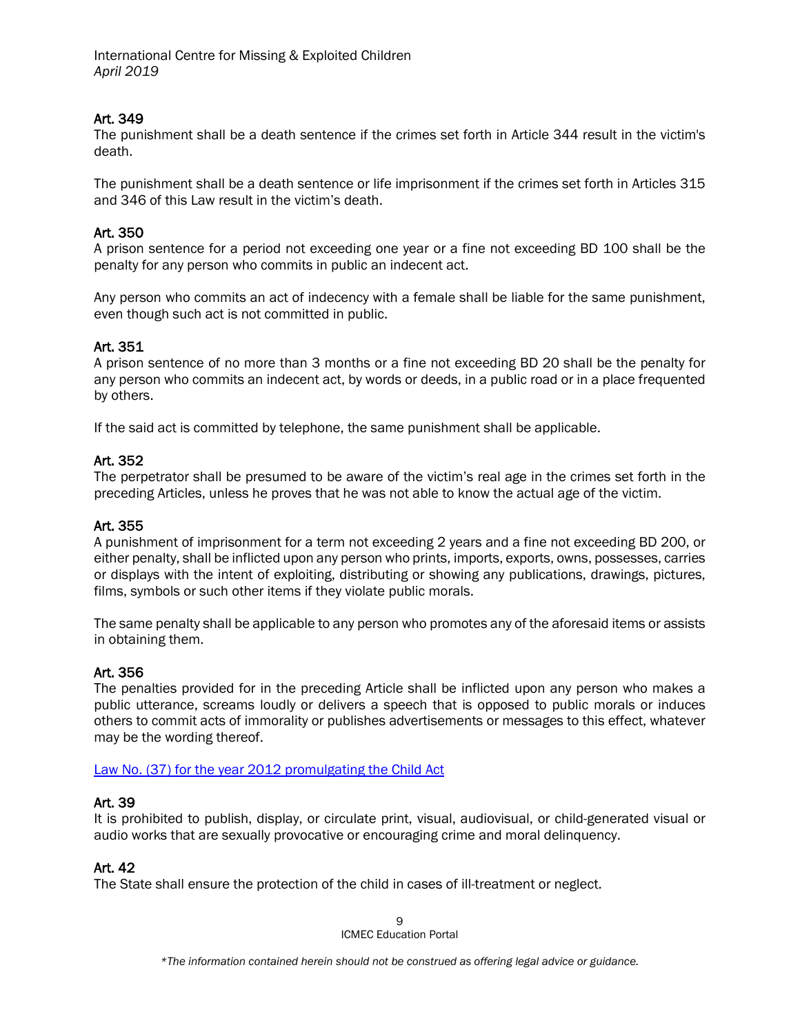### Art. 349

The punishment shall be a death sentence if the crimes set forth in Article 344 result in the victim's death.

The punishment shall be a death sentence or life imprisonment if the crimes set forth in Articles 315 and 346 of this Law result in the victim's death.

### Art. 350

A prison sentence for a period not exceeding one year or a fine not exceeding BD 100 shall be the penalty for any person who commits in public an indecent act.

Any person who commits an act of indecency with a female shall be liable for the same punishment, even though such act is not committed in public.

### Art. 351

A prison sentence of no more than 3 months or a fine not exceeding BD 20 shall be the penalty for any person who commits an indecent act, by words or deeds, in a public road or in a place frequented by others.

If the said act is committed by telephone, the same punishment shall be applicable.

### Art. 352

The perpetrator shall be presumed to be aware of the victim's real age in the crimes set forth in the preceding Articles, unless he proves that he was not able to know the actual age of the victim.

### Art. 355

A punishment of imprisonment for a term not exceeding 2 years and a fine not exceeding BD 200, or either penalty, shall be inflicted upon any person who prints, imports, exports, owns, possesses, carries or displays with the intent of exploiting, distributing or showing any publications, drawings, pictures, films, symbols or such other items if they violate public morals.

The same penalty shall be applicable to any person who promotes any of the aforesaid items or assists in obtaining them.

### Art. 356

The penalties provided for in the preceding Article shall be inflicted upon any person who makes a public utterance, screams loudly or delivers a speech that is opposed to public morals or induces others to commit acts of immorality or publishes advertisements or messages to this effect, whatever may be the wording thereof.

Law No. (37) for the year 2012 promulgating the Child Act

### Art. 39

It is prohibited to publish, display, or circulate print, visual, audiovisual, or child-generated visual or audio works that are sexually provocative or encouraging crime and moral delinquency.

### Art. 42

The State shall ensure the protection of the child in cases of ill-treatment or neglect.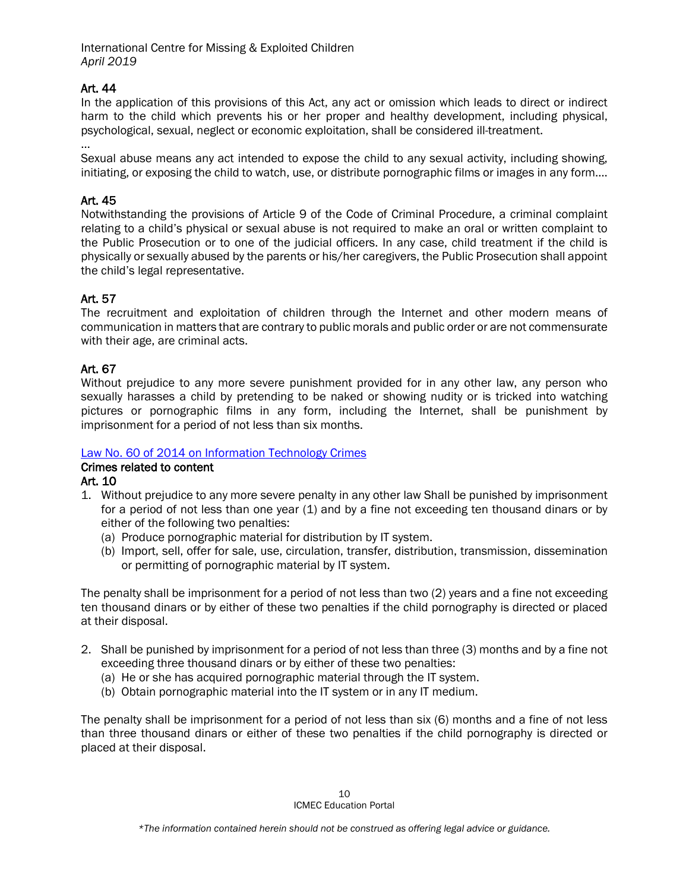### Art. 44

In the application of this provisions of this Act, any act or omission which leads to direct or indirect harm to the child which prevents his or her proper and healthy development, including physical, psychological, sexual, neglect or economic exploitation, shall be considered ill-treatment.

…

Sexual abuse means any act intended to expose the child to any sexual activity, including showing, initiating, or exposing the child to watch, use, or distribute pornographic films or images in any form….

### Art. 45

Notwithstanding the provisions of Article 9 of the Code of Criminal Procedure, a criminal complaint relating to a child's physical or sexual abuse is not required to make an oral or written complaint to the Public Prosecution or to one of the judicial officers. In any case, child treatment if the child is physically or sexually abused by the parents or his/her caregivers, the Public Prosecution shall appoint the child's legal representative.

### Art. 57

The recruitment and exploitation of children through the Internet and other modern means of communication in matters that are contrary to public morals and public order or are not commensurate with their age, are criminal acts.

### Art. 67

Without prejudice to any more severe punishment provided for in any other law, any person who sexually harasses a child by pretending to be naked or showing nudity or is tricked into watching pictures or pornographic films in any form, including the Internet, shall be punishment by imprisonment for a period of not less than six months.

[Law No. 60 of 2014 on Information Technology Crimes]

**Crimes related to content**

### Art. 10

1. Without prejudice to any more severe penalty in any other law Shall be punished by imprisonment for a period of not less than one year (1) and by a fine not exceeding ten thousand dinars or by either of the following two penalties:
   (a) Produce pornographic material for distribution by IT system.
   (b) Import, sell, offer for sale, use, circulation, transfer, distribution, transmission, dissemination or permitting of pornographic material by IT system.

The penalty shall be imprisonment for a period of not less than two (2) years and a fine not exceeding ten thousand dinars or by either of these two penalties if the child pornography is directed or placed at their disposal.

2. Shall be punished by imprisonment for a period of not less than three (3) months and by a fine not exceeding three thousand dinars or by either of these two penalties:
   (a) He or she has acquired pornographic material through the IT system.
   (b) Obtain pornographic material into the IT system or in any IT medium.

The penalty shall be imprisonment for a period of not less than six (6) months and a fine of not less than three thousand dinars or either of these two penalties if the child pornography is directed or placed at their disposal.

*\*The information contained herein should not be construed as offering legal advice or guidance.*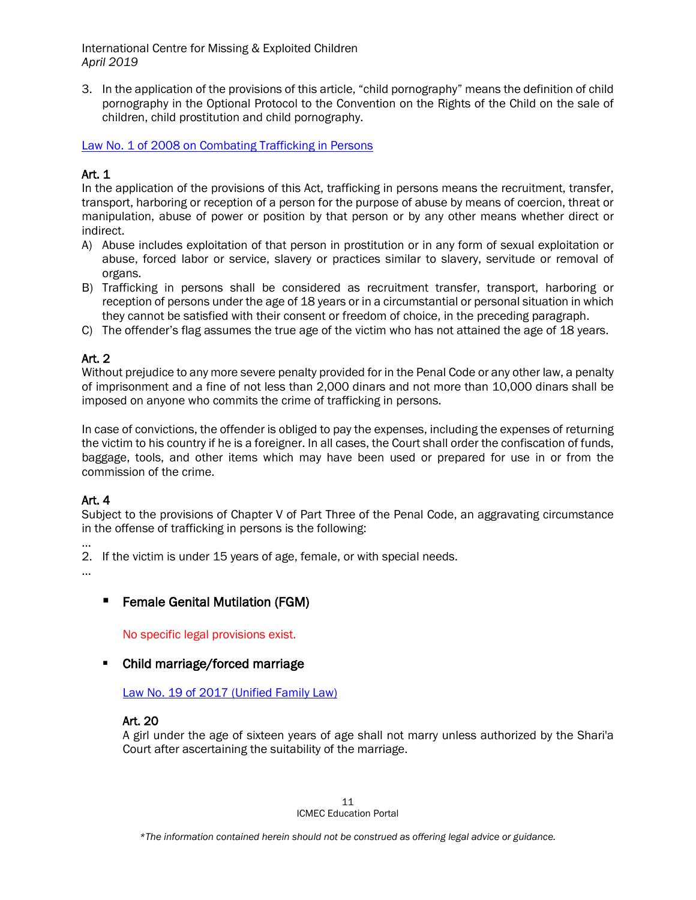3. In the application of the provisions of this article, "child pornography" means the definition of child pornography in the Optional Protocol to the Convention on the Rights of the Child on the sale of children, child prostitution and child pornography.

[Law No. 1 of 2008 on Combating Trafficking in Persons]

**Art. 1**
In the application of the provisions of this Act, trafficking in persons means the recruitment, transfer, transport, harboring or reception of a person for the purpose of abuse by means of coercion, threat or manipulation, abuse of power or position by that person or by any other means whether direct or indirect.

A) Abuse includes exploitation of that person in prostitution or in any form of sexual exploitation or abuse, forced labor or service, slavery or practices similar to slavery, servitude or removal of organs.
B) Trafficking in persons shall be considered as recruitment transfer, transport, harboring or reception of persons under the age of 18 years or in a circumstantial or personal situation in which they cannot be satisfied with their consent or freedom of choice, in the preceding paragraph.
C) The offender's flag assumes the true age of the victim who has not attained the age of 18 years.

**Art. 2**
Without prejudice to any more severe penalty provided for in the Penal Code or any other law, a penalty of imprisonment and a fine of not less than 2,000 dinars and not more than 10,000 dinars shall be imposed on anyone who commits the crime of trafficking in persons.

In case of convictions, the offender is obliged to pay the expenses, including the expenses of returning the victim to his country if he is a foreigner. In all cases, the Court shall order the confiscation of funds, baggage, tools, and other items which may have been used or prepared for use in or from the commission of the crime.

**Art. 4**
Subject to the provisions of Chapter V of Part Three of the Penal Code, an aggravating circumstance in the offense of trafficking in persons is the following:

...

2. If the victim is under 15 years of age, female, or with special needs.

...

- **Female Genital Mutilation (FGM)**

  No specific legal provisions exist.

- **Child marriage/forced marriage**

  [Law No. 19 of 2017 (Unified Family Law)]

  **Art. 20**
  A girl under the age of sixteen years of age shall not marry unless authorized by the Shari'a Court after ascertaining the suitability of the marriage.

*\*The information contained herein should not be construed as offering legal advice or guidance.*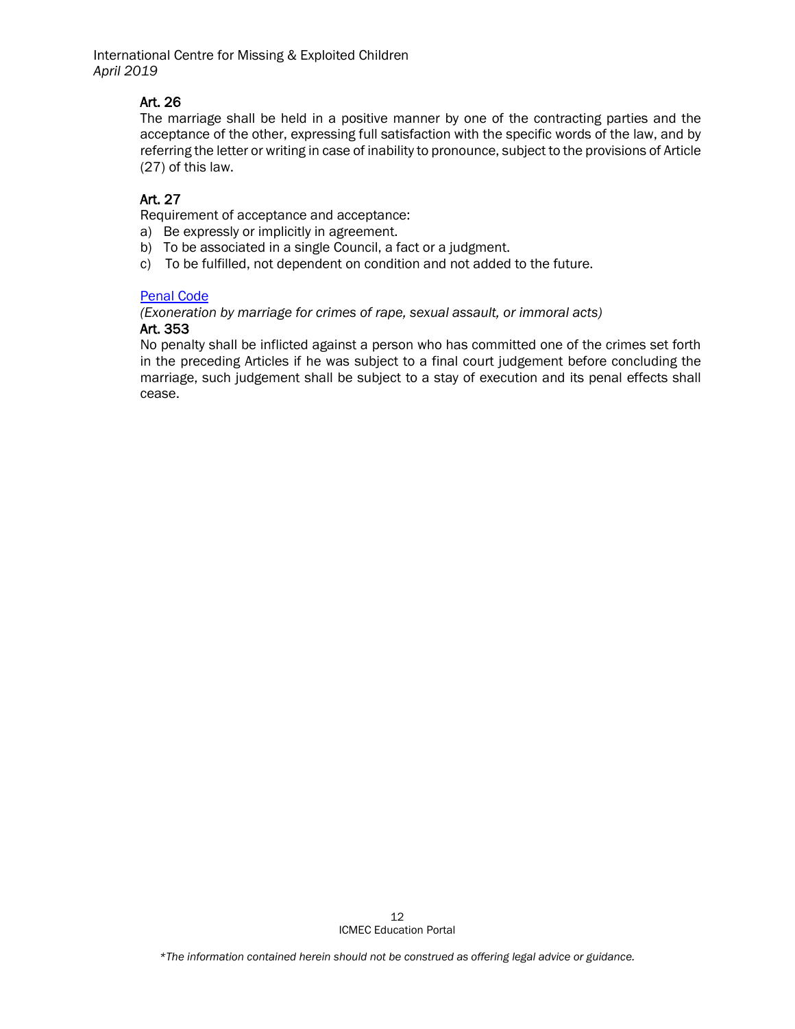### Art. 26

The marriage shall be held in a positive manner by one of the contracting parties and the acceptance of the other, expressing full satisfaction with the specific words of the law, and by referring the letter or writing in case of inability to pronounce, subject to the provisions of Article (27) of this law.

### Art. 27

Requirement of acceptance and acceptance:

a) Be expressly or implicitly in agreement.
b) To be associated in a single Council, a fact or a judgment.
c) To be fulfilled, not dependent on condition and not added to the future.

[Penal Code]

*(Exoneration by marriage for crimes of rape, sexual assault, or immoral acts)*

### Art. 353

No penalty shall be inflicted against a person who has committed one of the crimes set forth in the preceding Articles if he was subject to a final court judgement before concluding the marriage, such judgement shall be subject to a stay of execution and its penal effects shall cease.

*\*The information contained herein should not be construed as offering legal advice or guidance.*